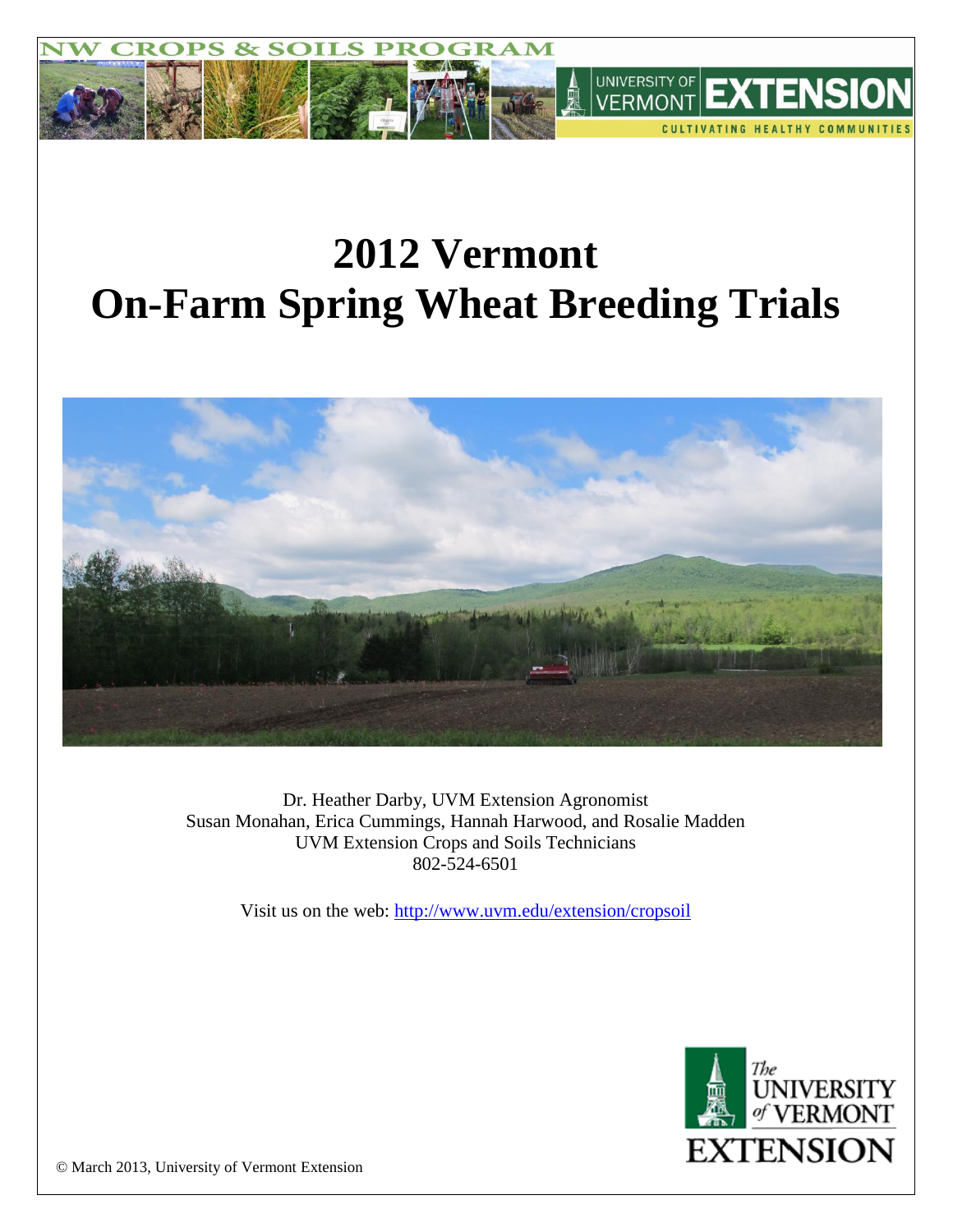NW CROPS & SOILS PROGRAM

UNIVERSITY OF VERMONT EXTENSION

CULTIVATING HEALTHY COMMUNITIES

# 2012 Vermont On-Farm Spring Wheat Breeding Trials

Dr. Heather Darby, UVM Extension Agronomist
Susan Monahan, Erica Cummings, Hannah Harwood, and Rosalie Madden
UVM Extension Crops and Soils Technicians
802-524-6501

Visit us on the web: http://www.uvm.edu/extension/cropsoil

© March 2013, University of Vermont Extension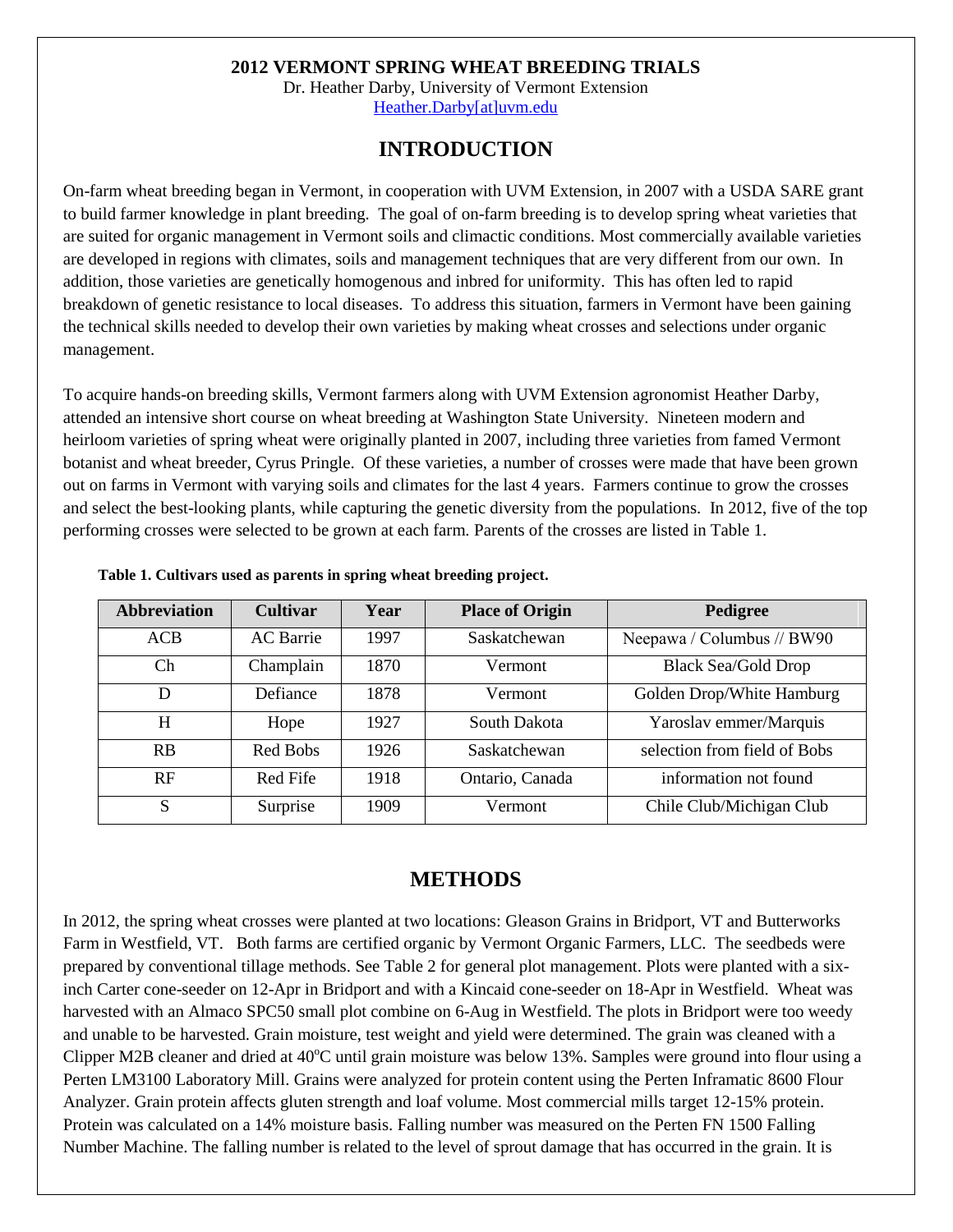**2012 VERMONT SPRING WHEAT BREEDING TRIALS**

Dr. Heather Darby, University of Vermont Extension

Heather.Darby[at]uvm.edu

# INTRODUCTION

On-farm wheat breeding began in Vermont, in cooperation with UVM Extension, in 2007 with a USDA SARE grant to build farmer knowledge in plant breeding. The goal of on-farm breeding is to develop spring wheat varieties that are suited for organic management in Vermont soils and climactic conditions. Most commercially available varieties are developed in regions with climates, soils and management techniques that are very different from our own. In addition, those varieties are genetically homogenous and inbred for uniformity. This has often led to rapid breakdown of genetic resistance to local diseases. To address this situation, farmers in Vermont have been gaining the technical skills needed to develop their own varieties by making wheat crosses and selections under organic management.

To acquire hands-on breeding skills, Vermont farmers along with UVM Extension agronomist Heather Darby, attended an intensive short course on wheat breeding at Washington State University. Nineteen modern and heirloom varieties of spring wheat were originally planted in 2007, including three varieties from famed Vermont botanist and wheat breeder, Cyrus Pringle. Of these varieties, a number of crosses were made that have been grown out on farms in Vermont with varying soils and climates for the last 4 years. Farmers continue to grow the crosses and select the best-looking plants, while capturing the genetic diversity from the populations. In 2012, five of the top performing crosses were selected to be grown at each farm. Parents of the crosses are listed in Table 1.

**Table 1. Cultivars used as parents in spring wheat breeding project.**

| Abbreviation | Cultivar | Year | Place of Origin | Pedigree |
|---|---|---|---|---|
| ACB | AC Barrie | 1997 | Saskatchewan | Neepawa / Columbus // BW90 |
| Ch | Champlain | 1870 | Vermont | Black Sea/Gold Drop |
| D | Defiance | 1878 | Vermont | Golden Drop/White Hamburg |
| H | Hope | 1927 | South Dakota | Yaroslav emmer/Marquis |
| RB | Red Bobs | 1926 | Saskatchewan | selection from field of Bobs |
| RF | Red Fife | 1918 | Ontario, Canada | information not found |
| S | Surprise | 1909 | Vermont | Chile Club/Michigan Club |

# METHODS

In 2012, the spring wheat crosses were planted at two locations: Gleason Grains in Bridport, VT and Butterworks Farm in Westfield, VT. Both farms are certified organic by Vermont Organic Farmers, LLC. The seedbeds were prepared by conventional tillage methods. See Table 2 for general plot management. Plots were planted with a six-inch Carter cone-seeder on 12-Apr in Bridport and with a Kincaid cone-seeder on 18-Apr in Westfield. Wheat was harvested with an Almaco SPC50 small plot combine on 6-Aug in Westfield. The plots in Bridport were too weedy and unable to be harvested. Grain moisture, test weight and yield were determined. The grain was cleaned with a Clipper M2B cleaner and dried at 40°C until grain moisture was below 13%. Samples were ground into flour using a Perten LM3100 Laboratory Mill. Grains were analyzed for protein content using the Perten Inframatic 8600 Flour Analyzer. Grain protein affects gluten strength and loaf volume. Most commercial mills target 12-15% protein. Protein was calculated on a 14% moisture basis. Falling number was measured on the Perten FN 1500 Falling Number Machine. The falling number is related to the level of sprout damage that has occurred in the grain. It is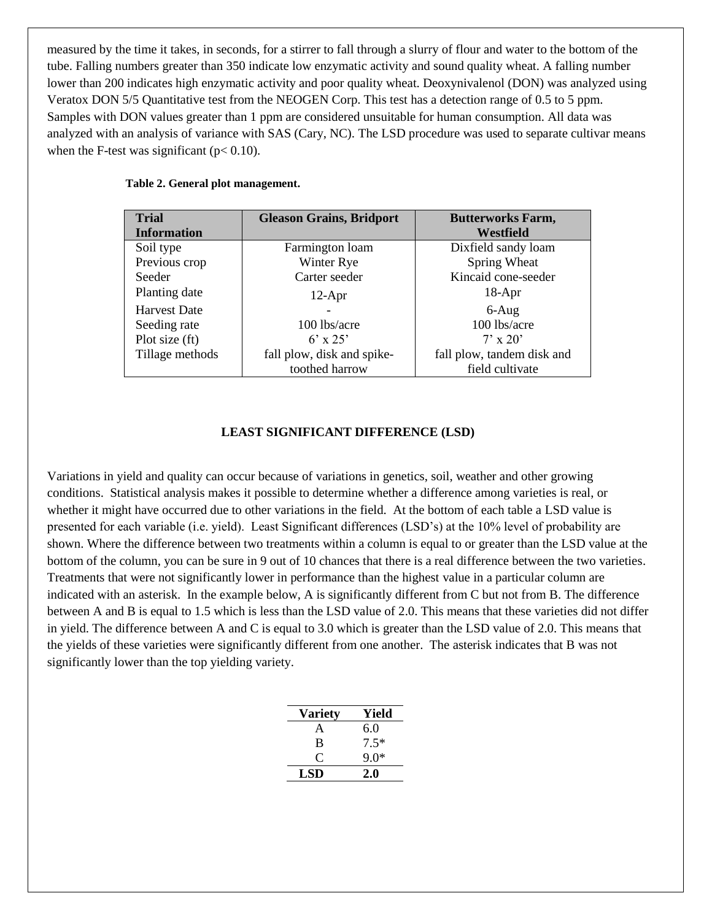measured by the time it takes, in seconds, for a stirrer to fall through a slurry of flour and water to the bottom of the tube. Falling numbers greater than 350 indicate low enzymatic activity and sound quality wheat. A falling number lower than 200 indicates high enzymatic activity and poor quality wheat. Deoxynivalenol (DON) was analyzed using Veratox DON 5/5 Quantitative test from the NEOGEN Corp. This test has a detection range of 0.5 to 5 ppm. Samples with DON values greater than 1 ppm are considered unsuitable for human consumption. All data was analyzed with an analysis of variance with SAS (Cary, NC). The LSD procedure was used to separate cultivar means when the F-test was significant ($p < 0.10$).

**Table 2. General plot management.**

| Trial Information | Gleason Grains, Bridport | Butterworks Farm, Westfield |
|---|---|---|
| Soil type | Farmington loam | Dixfield sandy loam |
| Previous crop | Winter Rye | Spring Wheat |
| Seeder | Carter seeder | Kincaid cone-seeder |
| Planting date | 12-Apr | 18-Apr |
| Harvest Date | - | 6-Aug |
| Seeding rate | 100 lbs/acre | 100 lbs/acre |
| Plot size (ft) | 6' x 25' | 7' x 20' |
| Tillage methods | fall plow, disk and spike-toothed harrow | fall plow, tandem disk and field cultivate |

## LEAST SIGNIFICANT DIFFERENCE (LSD)

Variations in yield and quality can occur because of variations in genetics, soil, weather and other growing conditions. Statistical analysis makes it possible to determine whether a difference among varieties is real, or whether it might have occurred due to other variations in the field. At the bottom of each table a LSD value is presented for each variable (i.e. yield). Least Significant differences (LSD's) at the 10% level of probability are shown. Where the difference between two treatments within a column is equal to or greater than the LSD value at the bottom of the column, you can be sure in 9 out of 10 chances that there is a real difference between the two varieties. Treatments that were not significantly lower in performance than the highest value in a particular column are indicated with an asterisk. In the example below, A is significantly different from C but not from B. The difference between A and B is equal to 1.5 which is less than the LSD value of 2.0. This means that these varieties did not differ in yield. The difference between A and C is equal to 3.0 which is greater than the LSD value of 2.0. This means that the yields of these varieties were significantly different from one another. The asterisk indicates that B was not significantly lower than the top yielding variety.

| Variety | Yield |
|---|---|
| A | 6.0 |
| B | 7.5* |
| C | 9.0* |
| **LSD** | **2.0** |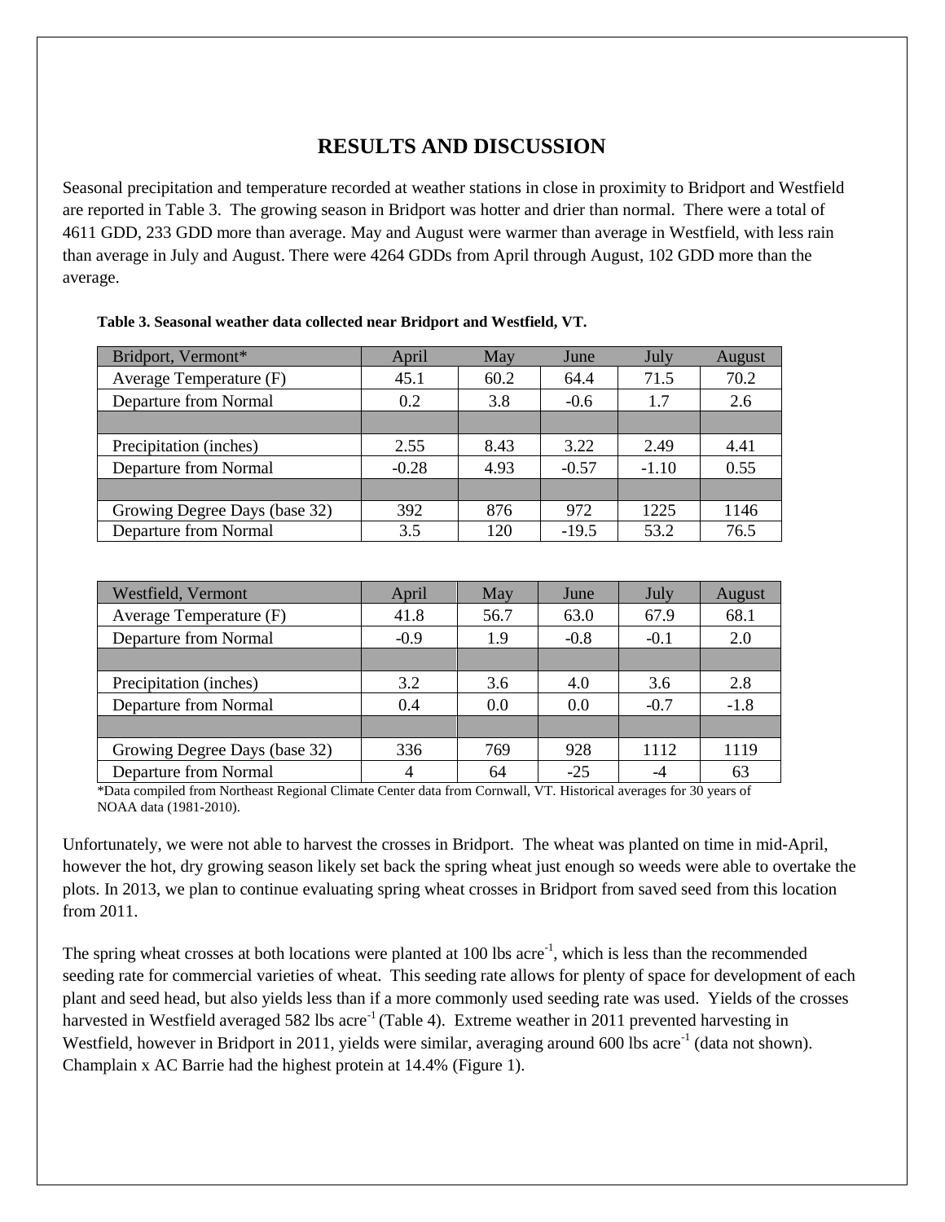# RESULTS AND DISCUSSION

Seasonal precipitation and temperature recorded at weather stations in close in proximity to Bridport and Westfield are reported in Table 3. The growing season in Bridport was hotter and drier than normal. There were a total of 4611 GDD, 233 GDD more than average. May and August were warmer than average in Westfield, with less rain than average in July and August. There were 4264 GDDs from April through August, 102 GDD more than the average.

**Table 3. Seasonal weather data collected near Bridport and Westfield, VT.**

| Bridport, Vermont* | April | May | June | July | August |
|---|---|---|---|---|---|
| Average Temperature (F) | 45.1 | 60.2 | 64.4 | 71.5 | 70.2 |
| Departure from Normal | 0.2 | 3.8 | -0.6 | 1.7 | 2.6 |
| | | | | | |
| Precipitation (inches) | 2.55 | 8.43 | 3.22 | 2.49 | 4.41 |
| Departure from Normal | -0.28 | 4.93 | -0.57 | -1.10 | 0.55 |
| | | | | | |
| Growing Degree Days (base 32) | 392 | 876 | 972 | 1225 | 1146 |
| Departure from Normal | 3.5 | 120 | -19.5 | 53.2 | 76.5 |

| Westfield, Vermont | April | May | June | July | August |
|---|---|---|---|---|---|
| Average Temperature (F) | 41.8 | 56.7 | 63.0 | 67.9 | 68.1 |
| Departure from Normal | -0.9 | 1.9 | -0.8 | -0.1 | 2.0 |
| | | | | | |
| Precipitation (inches) | 3.2 | 3.6 | 4.0 | 3.6 | 2.8 |
| Departure from Normal | 0.4 | 0.0 | 0.0 | -0.7 | -1.8 |
| | | | | | |
| Growing Degree Days (base 32) | 336 | 769 | 928 | 1112 | 1119 |
| Departure from Normal | 4 | 64 | -25 | -4 | 63 |

*Data compiled from Northeast Regional Climate Center data from Cornwall, VT. Historical averages for 30 years of NOAA data (1981-2010).

Unfortunately, we were not able to harvest the crosses in Bridport. The wheat was planted on time in mid-April, however the hot, dry growing season likely set back the spring wheat just enough so weeds were able to overtake the plots. In 2013, we plan to continue evaluating spring wheat crosses in Bridport from saved seed from this location from 2011.

The spring wheat crosses at both locations were planted at 100 lbs acre$^{-1}$, which is less than the recommended seeding rate for commercial varieties of wheat. This seeding rate allows for plenty of space for development of each plant and seed head, but also yields less than if a more commonly used seeding rate was used. Yields of the crosses harvested in Westfield averaged 582 lbs acre$^{-1}$ (Table 4). Extreme weather in 2011 prevented harvesting in Westfield, however in Bridport in 2011, yields were similar, averaging around 600 lbs acre$^{-1}$ (data not shown). Champlain x AC Barrie had the highest protein at 14.4% (Figure 1).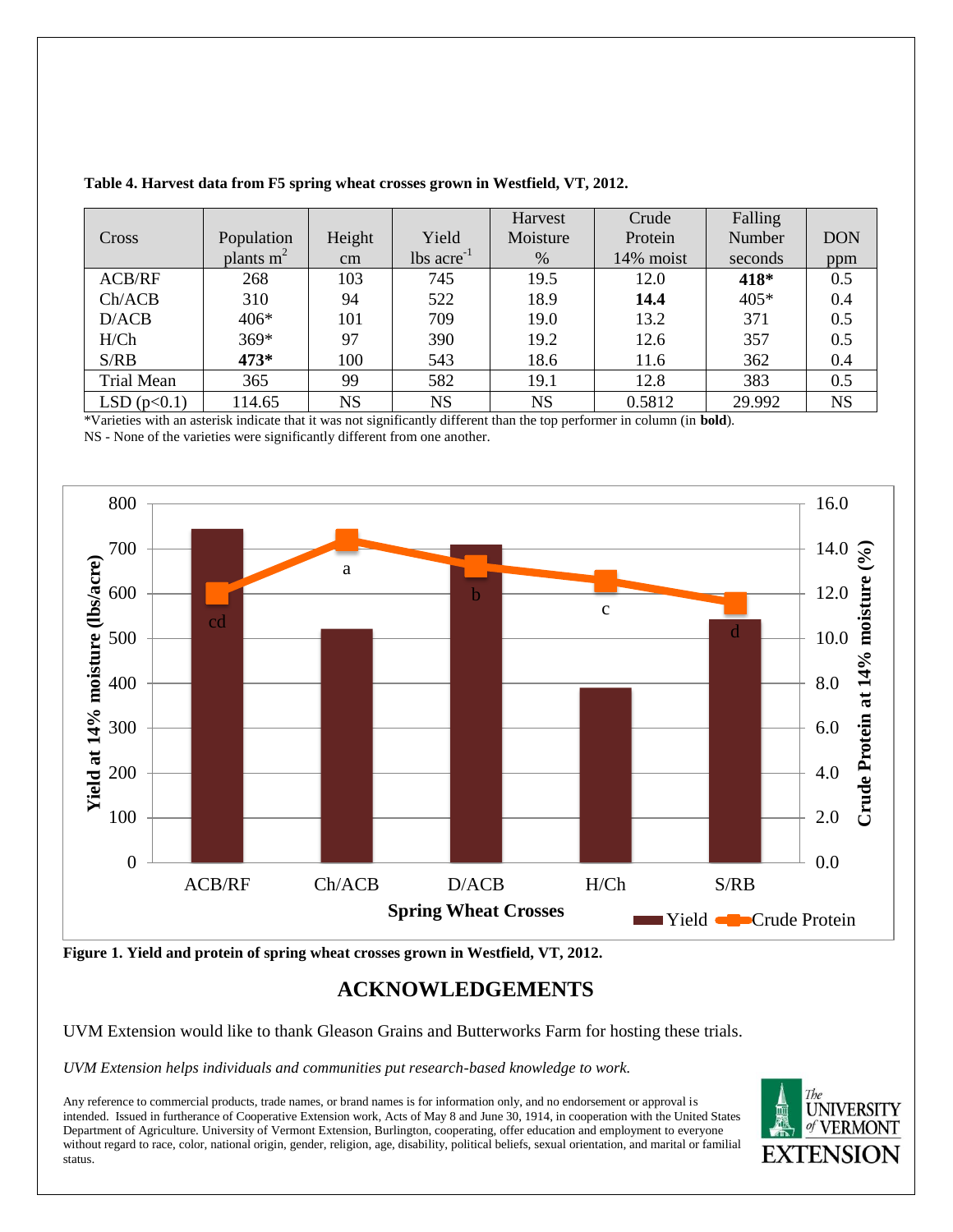**Table 4. Harvest data from F5 spring wheat crosses grown in Westfield, VT, 2012.**

| Cross | Population plants $m^2$ | Height cm | Yield lbs $acre^{-1}$ | Harvest Moisture % | Crude Protein 14% moist | Falling Number seconds | DON ppm |
|---|---|---|---|---|---|---|---|
| ACB/RF | 268 | 103 | 745 | 19.5 | 12.0 | **418*** | 0.5 |
| Ch/ACB | 310 | 94 | 522 | 18.9 | **14.4** | 405* | 0.4 |
| D/ACB | 406* | 101 | 709 | 19.0 | 13.2 | 371 | 0.5 |
| H/Ch | 369* | 97 | 390 | 19.2 | 12.6 | 357 | 0.5 |
| S/RB | **473*** | 100 | 543 | 18.6 | 11.6 | 362 | 0.4 |
| Trial Mean | 365 | 99 | 582 | 19.1 | 12.8 | 383 | 0.5 |
| LSD (p<0.1) | 114.65 | NS | NS | NS | 0.5812 | 29.992 | NS |

*Varieties with an asterisk indicate that it was not significantly different than the top performer in column (in **bold**).
NS - None of the varieties were significantly different from one another.

Yield at 14% moisture (lbs/acre)
800
700
600
500
400
300
200
100
0

Crude Protein at 14% moisture (%)
16.0
14.0
12.0
10.0
8.0
6.0
4.0
2.0
0.0

cd
a
b
c
d

ACB/RF
Ch/ACB
D/ACB
H/Ch
S/RB

Spring Wheat Crosses

Yield
Crude Protein

**Figure 1. Yield and protein of spring wheat crosses grown in Westfield, VT, 2012.**

## ACKNOWLEDGEMENTS

UVM Extension would like to thank Gleason Grains and Butterworks Farm for hosting these trials.

*UVM Extension helps individuals and communities put research-based knowledge to work.*

Any reference to commercial products, trade names, or brand names is for information only, and no endorsement or approval is intended. Issued in furtherance of Cooperative Extension work, Acts of May 8 and June 30, 1914, in cooperation with the United States Department of Agriculture. University of Vermont Extension, Burlington, cooperating, offer education and employment to everyone without regard to race, color, national origin, gender, religion, age, disability, political beliefs, sexual orientation, and marital or familial status.

The University of Vermont EXTENSION